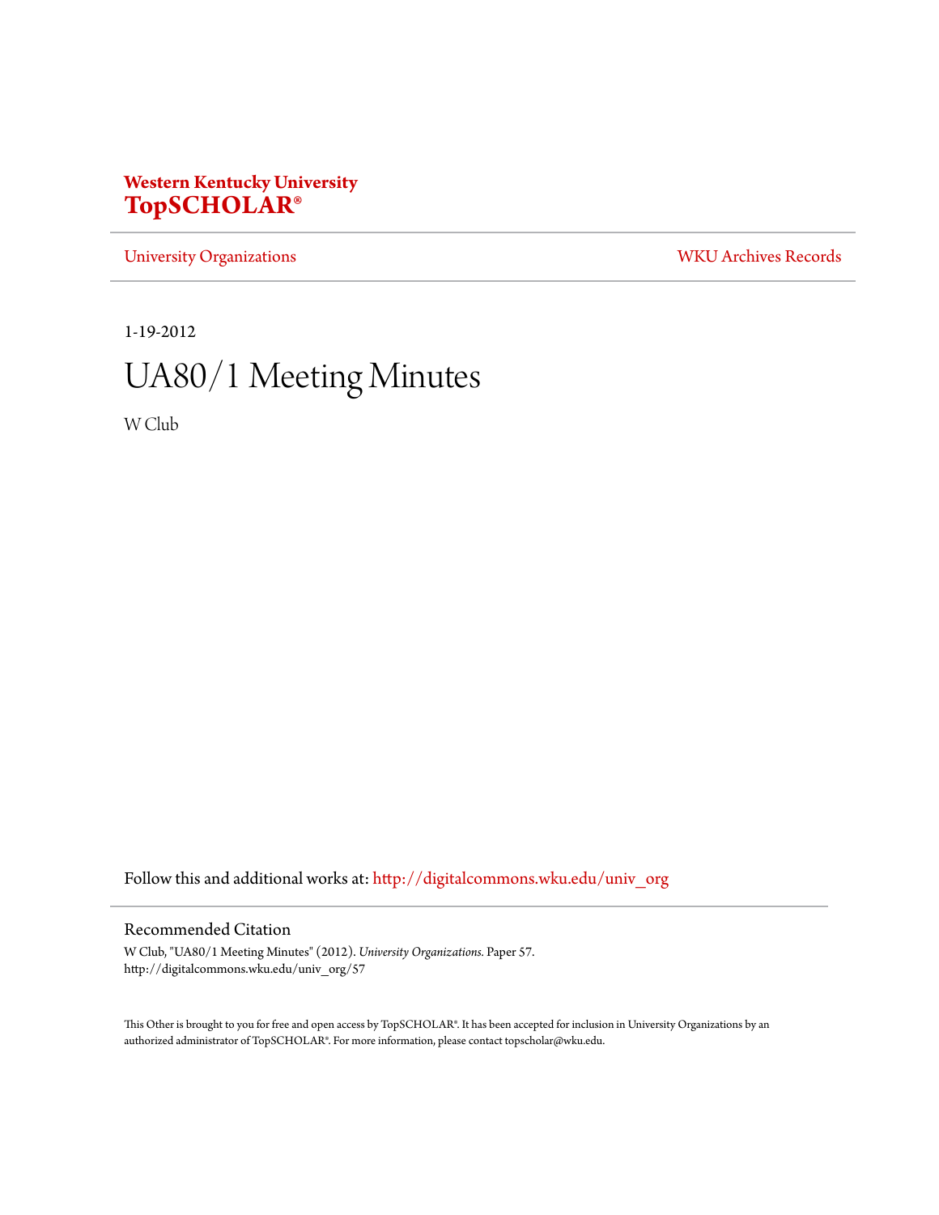**Western Kentucky University**
**TopSCHOLAR®**

University Organizations | WKU Archives Records

1-19-2012

# UA80/1 Meeting Minutes

W Club

Follow this and additional works at: http://digitalcommons.wku.edu/univ_org

## Recommended Citation

W Club, "UA80/1 Meeting Minutes" (2012). *University Organizations.* Paper 57.
http://digitalcommons.wku.edu/univ_org/57

This Other is brought to you for free and open access by TopSCHOLAR®. It has been accepted for inclusion in University Organizations by an authorized administrator of TopSCHOLAR®. For more information, please contact topscholar@wku.edu.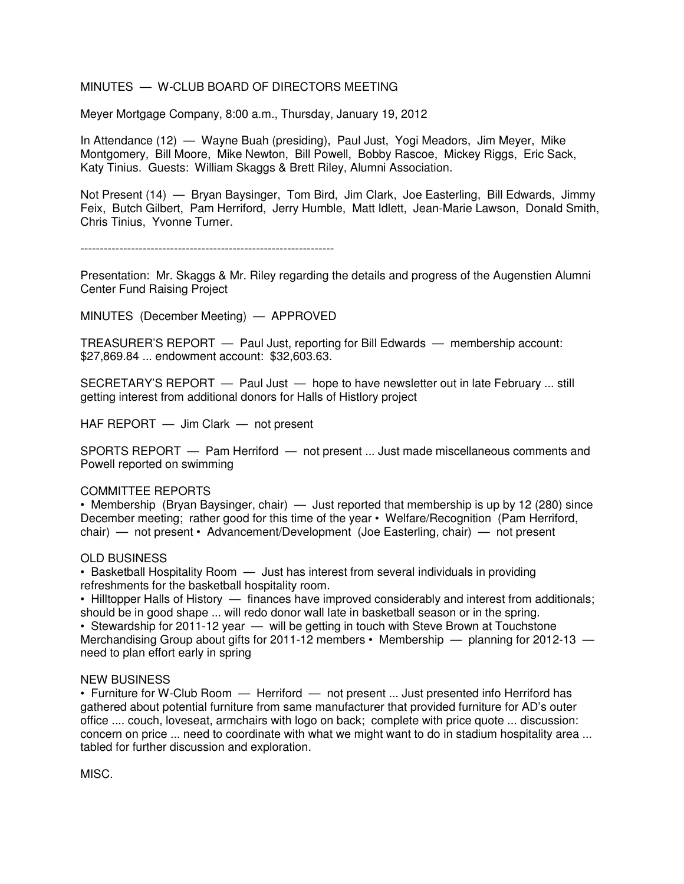MINUTES — W-CLUB BOARD OF DIRECTORS MEETING

Meyer Mortgage Company, 8:00 a.m., Thursday, January 19, 2012

In Attendance (12) — Wayne Buah (presiding), Paul Just, Yogi Meadors, Jim Meyer, Mike Montgomery, Bill Moore, Mike Newton, Bill Powell, Bobby Rascoe, Mickey Riggs, Eric Sack, Katy Tinius. Guests: William Skaggs & Brett Riley, Alumni Association.

Not Present (14) — Bryan Baysinger, Tom Bird, Jim Clark, Joe Easterling, Bill Edwards, Jimmy Feix, Butch Gilbert, Pam Herriford, Jerry Humble, Matt Idlett, Jean-Marie Lawson, Donald Smith, Chris Tinius, Yvonne Turner.

-----------------------------------------------------------------

Presentation: Mr. Skaggs & Mr. Riley regarding the details and progress of the Augenstien Alumni Center Fund Raising Project

MINUTES (December Meeting) — APPROVED

TREASURER'S REPORT — Paul Just, reporting for Bill Edwards — membership account: $27,869.84 ... endowment account: $32,603.63.

SECRETARY'S REPORT — Paul Just — hope to have newsletter out in late February ... still getting interest from additional donors for Halls of Histlory project

HAF REPORT — Jim Clark — not present

SPORTS REPORT — Pam Herriford — not present ... Just made miscellaneous comments and Powell reported on swimming

COMMITTEE REPORTS

• Membership (Bryan Baysinger, chair) — Just reported that membership is up by 12 (280) since December meeting; rather good for this time of the year • Welfare/Recognition (Pam Herriford, chair) — not present • Advancement/Development (Joe Easterling, chair) — not present

OLD BUSINESS

• Basketball Hospitality Room — Just has interest from several individuals in providing refreshments for the basketball hospitality room.

• Hilltopper Halls of History — finances have improved considerably and interest from additionals; should be in good shape ... will redo donor wall late in basketball season or in the spring.

• Stewardship for 2011-12 year — will be getting in touch with Steve Brown at Touchstone Merchandising Group about gifts for 2011-12 members • Membership — planning for 2012-13 — need to plan effort early in spring

NEW BUSINESS

• Furniture for W-Club Room — Herriford — not present ... Just presented info Herriford has gathered about potential furniture from same manufacturer that provided furniture for AD's outer office .... couch, loveseat, armchairs with logo on back; complete with price quote ... discussion: concern on price ... need to coordinate with what we might want to do in stadium hospitality area ... tabled for further discussion and exploration.

MISC.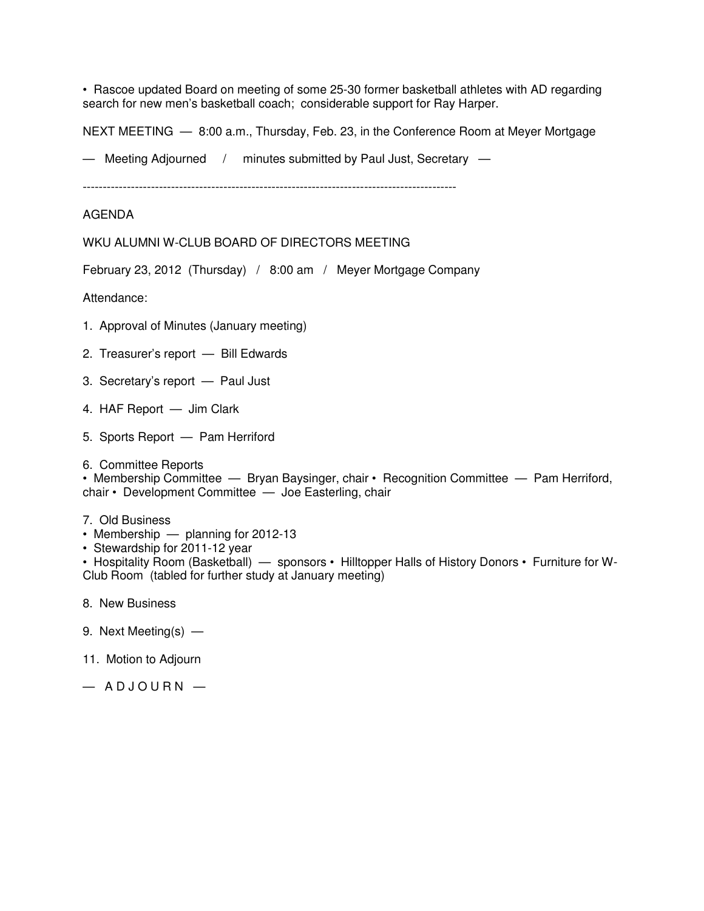• Rascoe updated Board on meeting of some 25-30 former basketball athletes with AD regarding search for new men's basketball coach; considerable support for Ray Harper.

NEXT MEETING — 8:00 a.m., Thursday, Feb. 23, in the Conference Room at Meyer Mortgage

— Meeting Adjourned / minutes submitted by Paul Just, Secretary —

-----------------------------------------------------------------------------------------------

AGENDA

WKU ALUMNI W-CLUB BOARD OF DIRECTORS MEETING

February 23, 2012 (Thursday) / 8:00 am / Meyer Mortgage Company

Attendance:

1. Approval of Minutes (January meeting)

2. Treasurer's report — Bill Edwards

3. Secretary's report — Paul Just

4. HAF Report — Jim Clark

5. Sports Report — Pam Herriford

6. Committee Reports
• Membership Committee — Bryan Baysinger, chair • Recognition Committee — Pam Herriford, chair • Development Committee — Joe Easterling, chair

7. Old Business
• Membership — planning for 2012-13
• Stewardship for 2011-12 year
• Hospitality Room (Basketball) — sponsors • Hilltopper Halls of History Donors • Furniture for W-Club Room (tabled for further study at January meeting)

8. New Business

9. Next Meeting(s) —

11. Motion to Adjourn

— A D J O U R N —